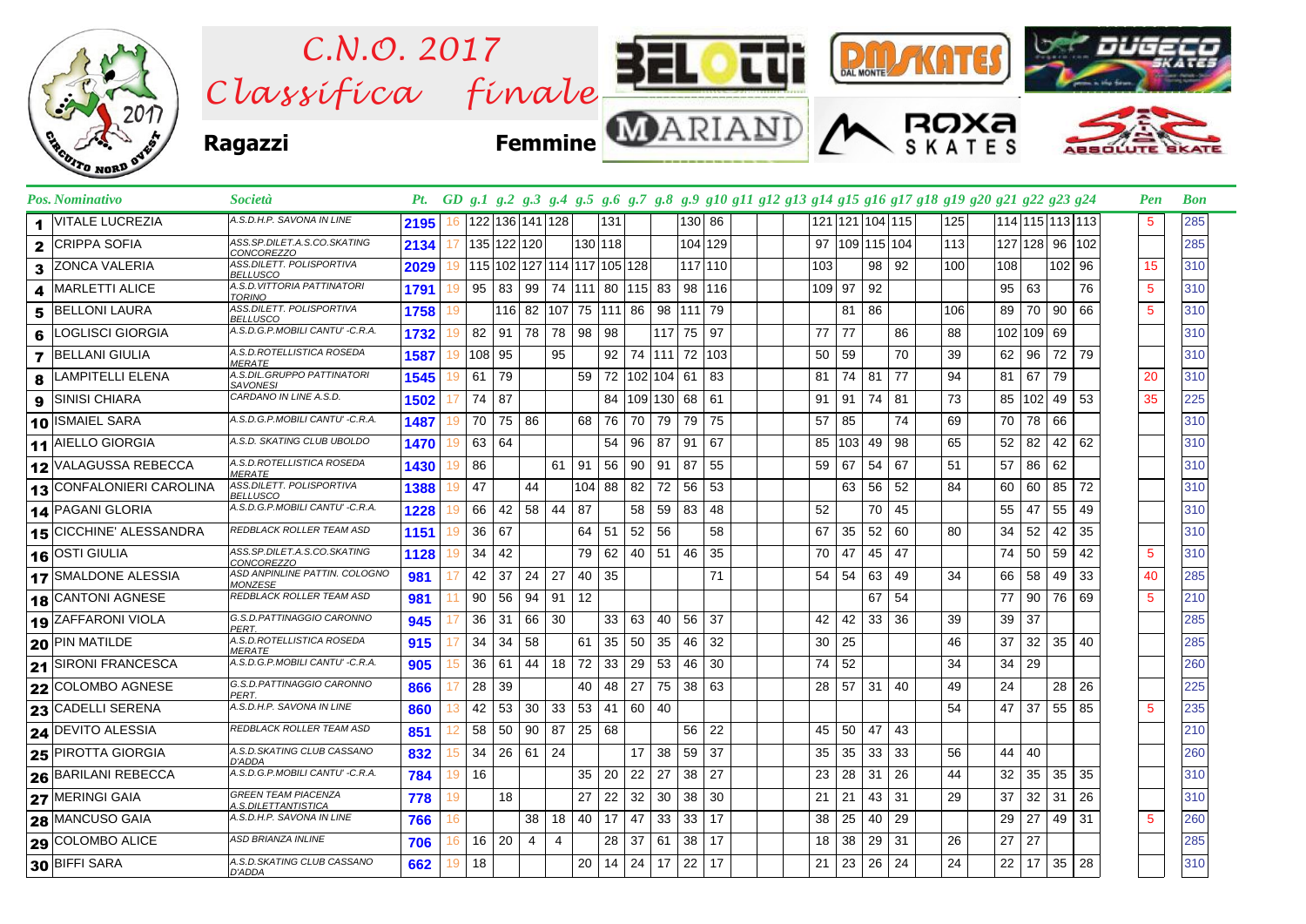# C.N.O. 2017 Classifica finale

**Ragazzi** **Femmine**

| Pos. | Nominativo | Società | Pt. | GD | g.1 | g.2 | g.3 | g.4 | g.5 | g.6 | g.7 | g.8 | g.9 | g10 | g11 | g12 | g13 | g14 | g15 | g16 | g17 | g18 | g19 | g20 | g21 | g22 | g23 | g24 | Pen | Bon |
|---|---|---|---|---|---|---|---|---|---|---|---|---|---|---|---|---|---|---|---|---|---|---|---|---|---|---|---|---|---|---|
| 1 | VITALE LUCREZIA | A.S.D.H.P. SAVONA IN LINE | 2195 | 16 | 122 | 136 | 141 | 128 | | 131 | | | 130 | 86 | | | | 121 | 121 | 104 | 115 | | 125 | | 114 | 115 | 113 | 113 | 5 | 285 |
| 2 | CRIPPA SOFIA | ASS.SP.DILET.A.S.CO.SKATING CONCOREZZO | 2134 | 17 | 135 | 122 | 120 | | 130 | 118 | | | 104 | 129 | | | | 97 | 109 | 115 | 104 | | 113 | | 127 | 128 | 96 | 102 | | 285 |
| 3 | ZONCA VALERIA | ASS.DILETT. POLISPORTIVA BELLUSCO | 2029 | 19 | 115 | 102 | 127 | 114 | 117 | 105 | 128 | | 117 | 110 | | | | 103 | | 98 | 92 | | 100 | | 108 | | 102 | 96 | 15 | 310 |
| 4 | MARLETTI ALICE | A.S.D.VITTORIA PATTINATORI TORINO | 1791 | 19 | 95 | 83 | 99 | 74 | 111 | 80 | 115 | 83 | 98 | 116 | | | | 109 | 97 | 92 | | | | | 95 | 63 | | 76 | 5 | 310 |
| 5 | BELLONI LAURA | ASS.DILETT. POLISPORTIVA BELLUSCO | 1758 | 19 | | 116 | 82 | 107 | 75 | 111 | 86 | 98 | 111 | 79 | | | | | 81 | 86 | | | 106 | | 89 | 70 | 90 | 66 | 5 | 310 |
| 6 | LOGLISCI GIORGIA | A.S.D.G.P.MOBILI CANTU' -C.R.A. | 1732 | 19 | 82 | 91 | 78 | 78 | 98 | 98 | | 117 | 75 | 97 | | | | 77 | 77 | | 86 | | 88 | | 102 | 109 | 69 | | | 310 |
| 7 | BELLANI GIULIA | A.S.D.ROTELLISTICA ROSEDA MERATE | 1587 | 19 | 108 | 95 | | 95 | | 92 | 74 | 111 | 72 | 103 | | | | 50 | 59 | | 70 | | 39 | | 62 | 96 | 72 | 79 | | 310 |
| 8 | LAMPITELLI ELENA | A.S.DIL.GRUPPO PATTINATORI SAVONESI | 1545 | 19 | 61 | 79 | | | 59 | 72 | 102 | 104 | 61 | 83 | | | | 81 | 74 | 81 | 77 | | 94 | | 81 | 67 | 79 | | 20 | 310 |
| 9 | SINISI CHIARA | CARDANO IN LINE A.S.D. | 1502 | 17 | 74 | 87 | | | | 84 | 109 | 130 | 68 | 61 | | | | 91 | 91 | 74 | 81 | | 73 | | 85 | 102 | 49 | 53 | 35 | 225 |
| 10 | ISMAIEL SARA | A.S.D.G.P.MOBILI CANTU' -C.R.A. | 1487 | 19 | 70 | 75 | 86 | | 68 | 76 | 70 | 79 | 79 | 75 | | | | 57 | 85 | | 74 | | 69 | | 70 | 78 | 66 | | | 310 |
| 11 | AIELLO GIORGIA | A.S.D. SKATING CLUB UBOLDO | 1470 | 19 | 63 | 64 | | | | 54 | 96 | 87 | 91 | 67 | | | | 85 | 103 | 49 | 98 | | 65 | | 52 | 82 | 42 | 62 | | 310 |
| 12 | VALAGUSSA REBECCA | A.S.D.ROTELLISTICA ROSEDA MERATE | 1430 | 19 | 86 | | | 61 | 91 | 56 | 90 | 91 | 87 | 55 | | | | 59 | 67 | 54 | 67 | | 51 | | 57 | 86 | 62 | | | 310 |
| 13 | CONFALONIERI CAROLINA | ASS.DILETT. POLISPORTIVA BELLUSCO | 1388 | 19 | 47 | | 44 | | 104 | 88 | 82 | 72 | 56 | 53 | | | | | 63 | 56 | 52 | | 84 | | 60 | 60 | 85 | 72 | | 310 |
| 14 | PAGANI GLORIA | A.S.D.G.P.MOBILI CANTU' -C.R.A. | 1228 | 19 | 66 | 42 | 58 | 44 | 87 | | 58 | 59 | 83 | 48 | | | | 52 | | 70 | 45 | | | | 55 | 47 | 55 | 49 | | 310 |
| 15 | CICCHINE' ALESSANDRA | REDBLACK ROLLER TEAM ASD | 1151 | 19 | 36 | 67 | | | 64 | 51 | 52 | 56 | | 58 | | | | 67 | 35 | 52 | 60 | | 80 | | 34 | 52 | 42 | 35 | | 310 |
| 16 | OSTI GIULIA | ASS.SP.DILET.A.S.CO.SKATING CONCOREZZO | 1128 | 19 | 34 | 42 | | | 79 | 62 | 40 | 51 | 46 | 35 | | | | 70 | 47 | 45 | 47 | | | | 74 | 50 | 59 | 42 | 5 | 310 |
| 17 | SMALDONE ALESSIA | ASD ANPINLINE PATTIN. COLOGNO MONZESE | 981 | 17 | 42 | 37 | 24 | 27 | 40 | 35 | | | | 71 | | | | 54 | 54 | 63 | 49 | | 34 | | 66 | 58 | 49 | 33 | 40 | 285 |
| 18 | CANTONI AGNESE | REDBLACK ROLLER TEAM ASD | 981 | 11 | 90 | 56 | 94 | 91 | 12 | | | | | | | | | | | 67 | 54 | | | | 77 | 90 | 76 | 69 | 5 | 210 |
| 19 | ZAFFARONI VIOLA | G.S.D.PATTINAGGIO CARONNO PERT. | 945 | 17 | 36 | 31 | 66 | 30 | | 33 | 63 | 40 | 56 | 37 | | | | 42 | 42 | 33 | 36 | | 39 | | 39 | 37 | | | | 285 |
| 20 | PIN MATILDE | A.S.D.ROTELLISTICA ROSEDA MERATE | 915 | 17 | 34 | 34 | 58 | | 61 | 35 | 50 | 35 | 46 | 32 | | | | 30 | 25 | | | | 46 | | 37 | 32 | 35 | 40 | | 285 |
| 21 | SIRONI FRANCESCA | A.S.D.G.P.MOBILI CANTU' -C.R.A. | 905 | 15 | 36 | 61 | 44 | 18 | 72 | 33 | 29 | 53 | 46 | 30 | | | | 74 | 52 | | | | 34 | | 34 | 29 | | | | 260 |
| 22 | COLOMBO AGNESE | G.S.D.PATTINAGGIO CARONNO PERT. | 866 | 17 | 28 | 39 | | | 40 | 48 | 27 | 75 | 38 | 63 | | | | 28 | 57 | 31 | 40 | | 49 | | 24 | | 28 | 26 | | 225 |
| 23 | CADELLI SERENA | A.S.D.H.P. SAVONA IN LINE | 860 | 13 | 42 | 53 | 30 | 33 | 53 | 41 | 60 | 40 | | | | | | | | | | | 54 | | 47 | 37 | 55 | 85 | 5 | 235 |
| 24 | DEVITO ALESSIA | REDBLACK ROLLER TEAM ASD | 851 | 12 | 58 | 50 | 90 | 87 | 25 | 68 | | | 56 | 22 | | | | 45 | 50 | 47 | 43 | | | | | | | | | 210 |
| 25 | PIROTTA GIORGIA | A.S.D.SKATING CLUB CASSANO D'ADDA | 832 | 15 | 34 | 26 | 61 | 24 | | | 17 | 38 | 59 | 37 | | | | 35 | 35 | 33 | 33 | | 56 | | 44 | 40 | | | | 260 |
| 26 | BARILANI REBECCA | A.S.D.G.P.MOBILI CANTU' -C.R.A. | 784 | 19 | 16 | | | | 35 | 20 | 22 | 27 | 38 | 27 | | | | 23 | 28 | 31 | 26 | | 44 | | 32 | 35 | 35 | 35 | | 310 |
| 27 | MERINGI GAIA | GREEN TEAM PIACENZA A.S.DILETTANTISTICA | 778 | 19 | | 18 | | | 27 | 22 | 32 | 30 | 38 | 30 | | | | 21 | 21 | 43 | 31 | | 29 | | 37 | 32 | 31 | 26 | | 310 |
| 28 | MANCUSO GAIA | A.S.D.H.P. SAVONA IN LINE | 766 | 16 | | | 38 | 18 | 40 | 17 | 47 | 33 | 33 | 17 | | | | 38 | 25 | 40 | 29 | | | | 29 | 27 | 49 | 31 | 5 | 260 |
| 29 | COLOMBO ALICE | ASD BRIANZA INLINE | 706 | 16 | 16 | 20 | 4 | 4 | | 28 | 37 | 61 | 38 | 17 | | | | 18 | 38 | 29 | 31 | | 26 | | 27 | 27 | | | | 285 |
| 30 | BIFFI SARA | A.S.D.SKATING CLUB CASSANO D'ADDA | 662 | 19 | 18 | | | | 20 | 14 | 24 | 17 | 22 | 17 | | | | 21 | 23 | 26 | 24 | | 24 | | 22 | 17 | 35 | 28 | | 310 |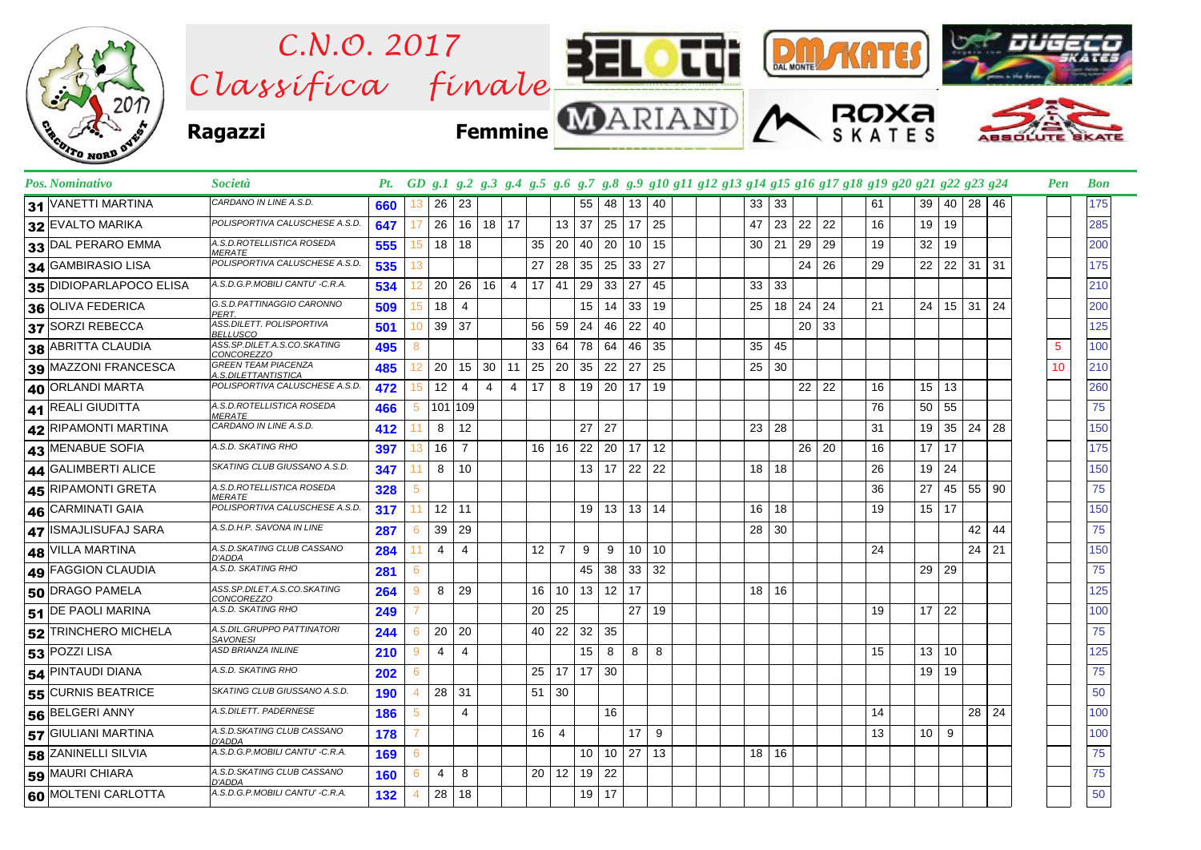# C.N.O. 2017 Classifica finale

**Ragazzi** **Femmine**

| Pos. | Nominativo | Società | Pt. | GD | g.1 | g.2 | g.3 | g.4 | g.5 | g.6 | g.7 | g.8 | g.9 | g.10 | g.11 | g.12 | g.13 | g.14 | g.15 | g.16 | g.17 | g.18 | g.19 | g.20 | g.21 | g.22 | g.23 | g.24 | Pen | Bon |
|---|---|---|---|---|---|---|---|---|---|---|---|---|---|---|---|---|---|---|---|---|---|---|---|---|---|---|---|---|---|---|
| 31 | VANETTI MARTINA | CARDANO IN LINE A.S.D. | 660 | 13 | 26 | 23 | | | | | 55 | 48 | 13 | 40 | | | | 33 | 33 | | | | 61 | | 39 | 40 | 28 | 46 | | 175 |
| 32 | EVALTO MARIKA | POLISPORTIVA CALUSCHESE A.S.D. | 647 | 17 | 26 | 16 | 18 | 17 | | 13 | 37 | 25 | 17 | 25 | | | | 47 | 23 | 22 | 22 | | 16 | | 19 | 19 | | | | 285 |
| 33 | DAL PERARO EMMA | A.S.D.ROTELLISTICA ROSEDA MERATE | 555 | 15 | 18 | 18 | | | 35 | 20 | 40 | 20 | 10 | 15 | | | | 30 | 21 | 29 | 29 | | 19 | | 32 | 19 | | | | 200 |
| 34 | GAMBIRASIO LISA | POLISPORTIVA CALUSCHESE A.S.D. | 535 | 13 | | | | | 27 | 28 | 35 | 25 | 33 | 27 | | | | | | 24 | 26 | | 29 | | 22 | 22 | 31 | 31 | | 175 |
| 35 | DIDIOPARLAPOCO ELISA | A.S.D.G.P.MOBILI CANTU' -C.R.A. | 534 | 12 | 20 | 26 | 16 | 4 | 17 | 41 | 29 | 33 | 27 | 45 | | | | 33 | 33 | | | | | | | | | | | 210 |
| 36 | OLIVA FEDERICA | G.S.D.PATTINAGGIO CARONNO PERT. | 509 | 15 | 18 | 4 | | | | | 15 | 14 | 33 | 19 | | | | 25 | 18 | 24 | 24 | | 21 | | 24 | 15 | 31 | 24 | | 200 |
| 37 | SORZI REBECCA | ASS.DILETT. POLISPORTIVA BELLUSCO | 501 | 10 | 39 | 37 | | | 56 | 59 | 24 | 46 | 22 | 40 | | | | | | 20 | 33 | | | | | | | | | 125 |
| 38 | ABRITTA CLAUDIA | ASS.SP.DILET.A.S.CO.SKATING CONCOREZZO | 495 | 8 | | | | | 33 | 64 | 78 | 64 | 46 | 35 | | | | 35 | 45 | | | | | | | | | | 5 | 100 |
| 39 | MAZZONI FRANCESCA | GREEN TEAM PIACENZA A.S.DILETTANTISTICA | 485 | 12 | 20 | 15 | 30 | 11 | 25 | 20 | 35 | 22 | 27 | 25 | | | | 25 | 30 | | | | | | | | | | 10 | 210 |
| 40 | ORLANDI MARTA | POLISPORTIVA CALUSCHESE A.S.D. | 472 | 15 | 12 | 4 | 4 | 4 | 17 | 8 | 19 | 20 | 17 | 19 | | | | | | 22 | 22 | | 16 | | 15 | 13 | | | | 260 |
| 41 | REALI GIUDITTA | A.S.D.ROTELLISTICA ROSEDA MERATE | 466 | 5 | 101 | 109 | | | | | | | | | | | | | | | | | 76 | | 50 | 55 | | | | 75 |
| 42 | RIPAMONTI MARTINA | CARDANO IN LINE A.S.D. | 412 | 11 | 8 | 12 | | | | | 27 | 27 | | | | | | 23 | 28 | | | | 31 | | 19 | 35 | 24 | 28 | | 150 |
| 43 | MENABUE SOFIA | A.S.D. SKATING RHO | 397 | 13 | 16 | 7 | | | 16 | 16 | 22 | 20 | 17 | 12 | | | | | | 26 | 20 | | 16 | | 17 | 17 | | | | 175 |
| 44 | GALIMBERTI ALICE | SKATING CLUB GIUSSANO A.S.D. | 347 | 11 | 8 | 10 | | | | | 13 | 17 | 22 | 22 | | | | 18 | 18 | | | | 26 | | 19 | 24 | | | | 150 |
| 45 | RIPAMONTI GRETA | A.S.D.ROTELLISTICA ROSEDA MERATE | 328 | 5 | | | | | | | | | | | | | | | | | | | 36 | | 27 | 45 | 55 | 90 | | 75 |
| 46 | CARMINATI GAIA | POLISPORTIVA CALUSCHESE A.S.D. | 317 | 11 | 12 | 11 | | | | | 19 | 13 | 13 | 14 | | | | 16 | 18 | | | | 19 | | 15 | 17 | | | | 150 |
| 47 | ISMAJLISUFAJ SARA | A.S.D.H.P. SAVONA IN LINE | 287 | 6 | 39 | 29 | | | | | | | | | | | | 28 | 30 | | | | | | | | 42 | 44 | | 75 |
| 48 | VILLA MARTINA | A.S.D.SKATING CLUB CASSANO D'ADDA | 284 | 11 | 4 | 4 | | | 12 | 7 | 9 | 9 | 10 | 10 | | | | | | | | | 24 | | | | 24 | 21 | | 150 |
| 49 | FAGGION CLAUDIA | A.S.D. SKATING RHO | 281 | 6 | | | | | | | 45 | 38 | 33 | 32 | | | | | | | | | | | 29 | 29 | | | | 75 |
| 50 | DRAGO PAMELA | ASS.SP.DILET.A.S.CO.SKATING CONCOREZZO | 264 | 9 | 8 | 29 | | | 16 | 10 | 13 | 12 | 17 | | | | | 18 | 16 | | | | | | | | | | | 125 |
| 51 | DE PAOLI MARINA | A.S.D. SKATING RHO | 249 | 7 | | | | | 20 | 25 | | | 27 | 19 | | | | | | | | | 19 | | 17 | 22 | | | | 100 |
| 52 | TRINCHERO MICHELA | A.S.DIL.GRUPPO PATTINATORI SAVONESI | 244 | 6 | 20 | 20 | | | 40 | 22 | 32 | 35 | | | | | | | | | | | | | | | | | | 75 |
| 53 | POZZI LISA | ASD BRIANZA INLINE | 210 | 9 | 4 | 4 | | | | | 15 | 8 | 8 | 8 | | | | | | | | | 15 | | 13 | 10 | | | | 125 |
| 54 | PINTAUDI DIANA | A.S.D. SKATING RHO | 202 | 6 | | | | | 25 | 17 | 17 | 30 | | | | | | | | | | | | | 19 | 19 | | | | 75 |
| 55 | CURNIS BEATRICE | SKATING CLUB GIUSSANO A.S.D. | 190 | 4 | 28 | 31 | | | 51 | 30 | | | | | | | | | | | | | | | | | | | | 50 |
| 56 | BELGERI ANNY | A.S.DILETT. PADERNESE | 186 | 5 | | 4 | | | | | | 16 | | | | | | | | | | | 14 | | | | 28 | 24 | | 100 |
| 57 | GIULIANI MARTINA | A.S.D.SKATING CLUB CASSANO D'ADDA | 178 | 7 | | | | | 16 | 4 | | | 17 | 9 | | | | | | | | | 13 | | 10 | 9 | | | | 100 |
| 58 | ZANINELLI SILVIA | A.S.D.G.P.MOBILI CANTU' -C.R.A. | 169 | 6 | | | | | | | 10 | 10 | 27 | 13 | | | | 18 | 16 | | | | | | | | | | | 75 |
| 59 | MAURI CHIARA | A.S.D.SKATING CLUB CASSANO D'ADDA | 160 | 6 | 4 | 8 | | | 20 | 12 | 19 | 22 | | | | | | | | | | | | | | | | | | 75 |
| 60 | MOLTENI CARLOTTA | A.S.D.G.P.MOBILI CANTU' -C.R.A. | 132 | 4 | 28 | 18 | | | | | 19 | 17 | | | | | | | | | | | | | | | | | | 50 |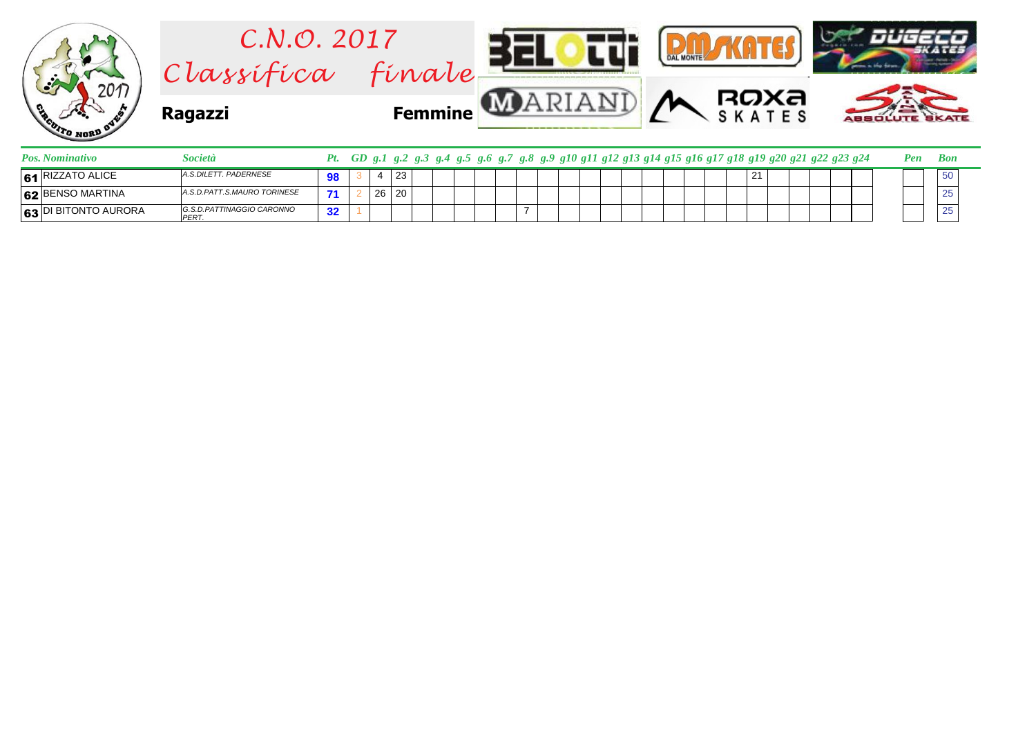# C.N.O. 2017
# Classifica finale

**Ragazzi** **Femmine**

| Pos. | Nominativo | Società | Pt. | GD | g.1 | g.2 | g.3 | g.4 | g.5 | g.6 | g.7 | g.8 | g.9 | g10 | g11 | g12 | g13 | g14 | g15 | g16 | g17 | g18 | g19 | g20 | g21 | g22 | g23 | g24 | Pen | Bon |
|---|---|---|---|---|---|---|---|---|---|---|---|---|---|---|---|---|---|---|---|---|---|---|---|---|---|---|---|---|---|---|
| 61 | RIZZATO ALICE | A.S.DILETT. PADERNESE | 98 | 3 | 4 | 23 | | | | | | | | | | | | | | | | | 21 | | | | | | | 50 |
| 62 | BENSO MARTINA | A.S.D.PATT.S.MAURO TORINESE | 71 | 2 | 26 | 20 | | | | | | | | | | | | | | | | | | | | | | | | 25 |
| 63 | DI BITONTO AURORA | G.S.D.PATTINAGGIO CARONNO PERT. | 32 | 1 | | | | | | | | 7 | | | | | | | | | | | | | | | | | | 25 |